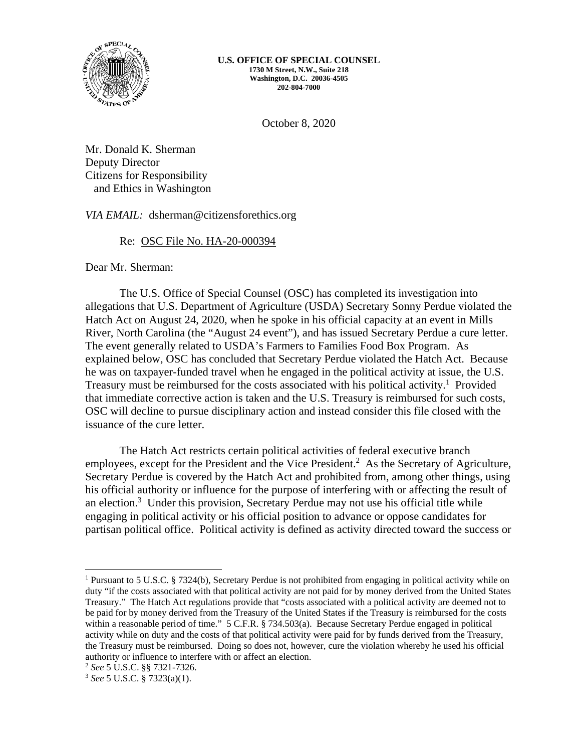**U.S. OFFICE OF SPECIAL COUNSEL**
**1730 M Street, N.W., Suite 218**
**Washington, D.C. 20036-4505**
**202-804-7000**

October 8, 2020

Mr. Donald K. Sherman
Deputy Director
Citizens for Responsibility
and Ethics in Washington

*VIA EMAIL:* dsherman@citizensforethics.org

Re: OSC File No. HA-20-000394

Dear Mr. Sherman:

The U.S. Office of Special Counsel (OSC) has completed its investigation into allegations that U.S. Department of Agriculture (USDA) Secretary Sonny Perdue violated the Hatch Act on August 24, 2020, when he spoke in his official capacity at an event in Mills River, North Carolina (the "August 24 event"), and has issued Secretary Perdue a cure letter. The event generally related to USDA's Farmers to Families Food Box Program. As explained below, OSC has concluded that Secretary Perdue violated the Hatch Act. Because he was on taxpayer-funded travel when he engaged in the political activity at issue, the U.S. Treasury must be reimbursed for the costs associated with his political activity.[1] Provided that immediate corrective action is taken and the U.S. Treasury is reimbursed for such costs, OSC will decline to pursue disciplinary action and instead consider this file closed with the issuance of the cure letter.

The Hatch Act restricts certain political activities of federal executive branch employees, except for the President and the Vice President.[2] As the Secretary of Agriculture, Secretary Perdue is covered by the Hatch Act and prohibited from, among other things, using his official authority or influence for the purpose of interfering with or affecting the result of an election.[3] Under this provision, Secretary Perdue may not use his official title while engaging in political activity or his official position to advance or oppose candidates for partisan political office. Political activity is defined as activity directed toward the success or

---

[1] Pursuant to 5 U.S.C. § 7324(b), Secretary Perdue is not prohibited from engaging in political activity while on duty "if the costs associated with that political activity are not paid for by money derived from the United States Treasury." The Hatch Act regulations provide that "costs associated with a political activity are deemed not to be paid for by money derived from the Treasury of the United States if the Treasury is reimbursed for the costs within a reasonable period of time." 5 C.F.R. § 734.503(a). Because Secretary Perdue engaged in political activity while on duty and the costs of that political activity were paid for by funds derived from the Treasury, the Treasury must be reimbursed. Doing so does not, however, cure the violation whereby he used his official authority or influence to interfere with or affect an election.

[2] *See* 5 U.S.C. §§ 7321-7326.

[3] *See* 5 U.S.C. § 7323(a)(1).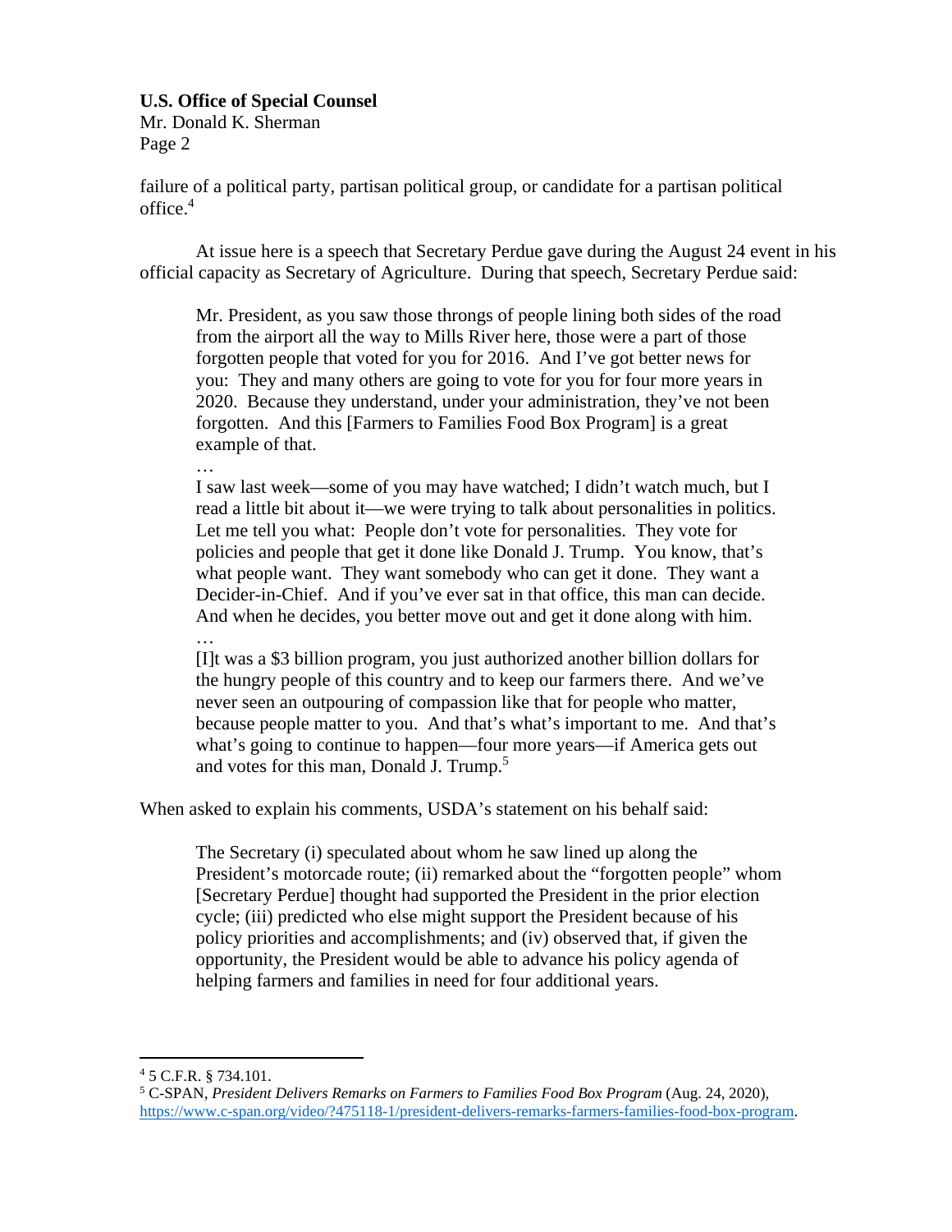failure of a political party, partisan political group, or candidate for a partisan political office.[4]

At issue here is a speech that Secretary Perdue gave during the August 24 event in his official capacity as Secretary of Agriculture. During that speech, Secretary Perdue said:

> Mr. President, as you saw those throngs of people lining both sides of the road from the airport all the way to Mills River here, those were a part of those forgotten people that voted for you for 2016. And I've got better news for you: They and many others are going to vote for you for four more years in 2020. Because they understand, under your administration, they've not been forgotten. And this [Farmers to Families Food Box Program] is a great example of that.
>
> …
>
> I saw last week—some of you may have watched; I didn't watch much, but I read a little bit about it—we were trying to talk about personalities in politics. Let me tell you what: People don't vote for personalities. They vote for policies and people that get it done like Donald J. Trump. You know, that's what people want. They want somebody who can get it done. They want a Decider-in-Chief. And if you've ever sat in that office, this man can decide. And when he decides, you better move out and get it done along with him.
>
> …
>
> [I]t was a $3 billion program, you just authorized another billion dollars for the hungry people of this country and to keep our farmers there. And we've never seen an outpouring of compassion like that for people who matter, because people matter to you. And that's what's important to me. And that's what's going to continue to happen—four more years—if America gets out and votes for this man, Donald J. Trump.[5]

When asked to explain his comments, USDA's statement on his behalf said:

> The Secretary (i) speculated about whom he saw lined up along the President's motorcade route; (ii) remarked about the "forgotten people" whom [Secretary Perdue] thought had supported the President in the prior election cycle; (iii) predicted who else might support the President because of his policy priorities and accomplishments; and (iv) observed that, if given the opportunity, the President would be able to advance his policy agenda of helping farmers and families in need for four additional years.

---

[4] 5 C.F.R. § 734.101.

[5] C-SPAN, *President Delivers Remarks on Farmers to Families Food Box Program* (Aug. 24, 2020), https://www.c-span.org/video/?475118-1/president-delivers-remarks-farmers-families-food-box-program.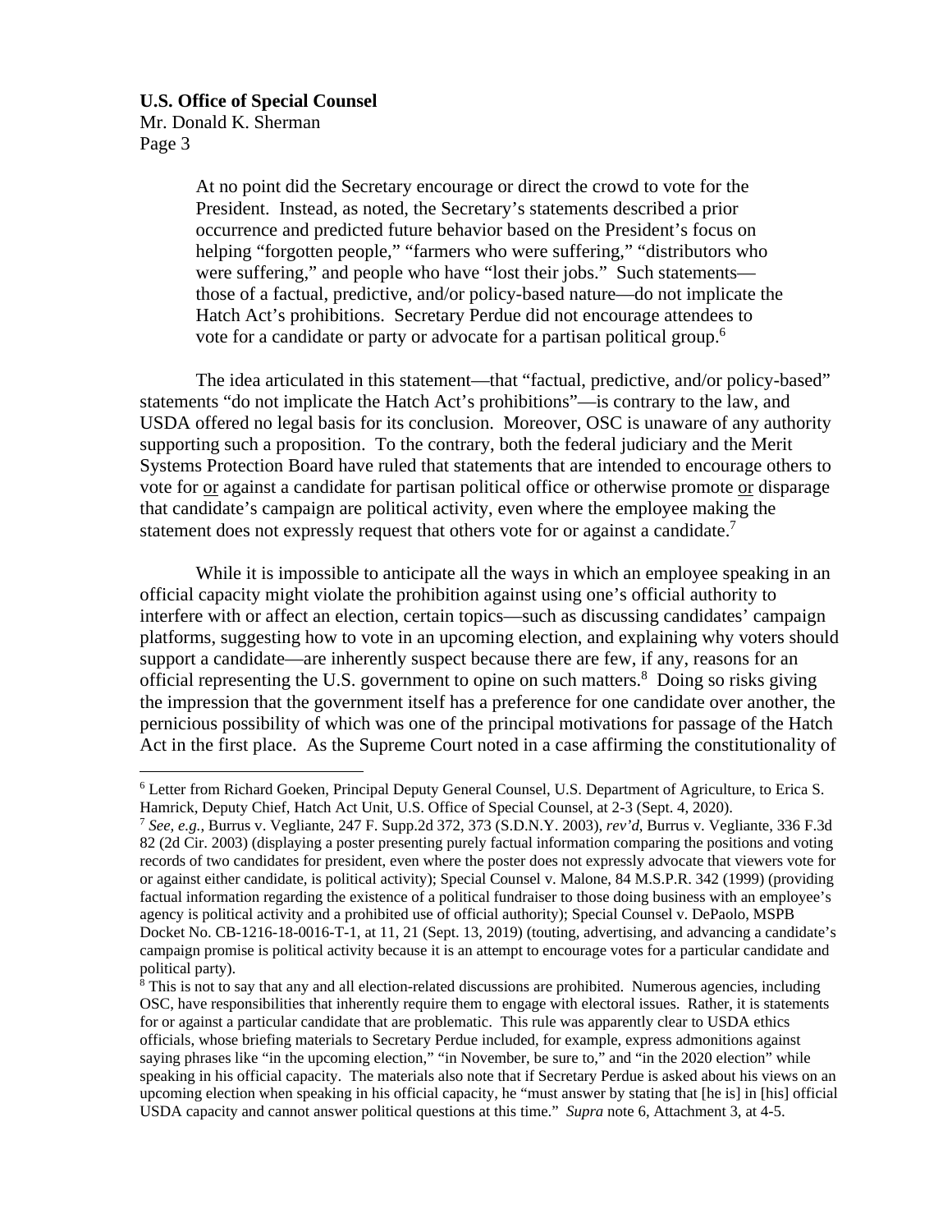> At no point did the Secretary encourage or direct the crowd to vote for the President. Instead, as noted, the Secretary's statements described a prior occurrence and predicted future behavior based on the President's focus on helping "forgotten people," "farmers who were suffering," "distributors who were suffering," and people who have "lost their jobs." Such statements—those of a factual, predictive, and/or policy-based nature—do not implicate the Hatch Act's prohibitions. Secretary Perdue did not encourage attendees to vote for a candidate or party or advocate for a partisan political group.[6]

The idea articulated in this statement—that "factual, predictive, and/or policy-based" statements "do not implicate the Hatch Act's prohibitions"—is contrary to the law, and USDA offered no legal basis for its conclusion. Moreover, OSC is unaware of any authority supporting such a proposition. To the contrary, both the federal judiciary and the Merit Systems Protection Board have ruled that statements that are intended to encourage others to vote for <u>or</u> against a candidate for partisan political office or otherwise promote <u>or</u> disparage that candidate's campaign are political activity, even where the employee making the statement does not expressly request that others vote for or against a candidate.[7]

While it is impossible to anticipate all the ways in which an employee speaking in an official capacity might violate the prohibition against using one's official authority to interfere with or affect an election, certain topics—such as discussing candidates' campaign platforms, suggesting how to vote in an upcoming election, and explaining why voters should support a candidate—are inherently suspect because there are few, if any, reasons for an official representing the U.S. government to opine on such matters.[8] Doing so risks giving the impression that the government itself has a preference for one candidate over another, the pernicious possibility of which was one of the principal motivations for passage of the Hatch Act in the first place. As the Supreme Court noted in a case affirming the constitutionality of

---

[6] Letter from Richard Goeken, Principal Deputy General Counsel, U.S. Department of Agriculture, to Erica S. Hamrick, Deputy Chief, Hatch Act Unit, U.S. Office of Special Counsel, at 2-3 (Sept. 4, 2020).

[7] *See, e.g.*, Burrus v. Vegliante, 247 F. Supp.2d 372, 373 (S.D.N.Y. 2003), *rev'd*, Burrus v. Vegliante, 336 F.3d 82 (2d Cir. 2003) (displaying a poster presenting purely factual information comparing the positions and voting records of two candidates for president, even where the poster does not expressly advocate that viewers vote for or against either candidate, is political activity); Special Counsel v. Malone, 84 M.S.P.R. 342 (1999) (providing factual information regarding the existence of a political fundraiser to those doing business with an employee's agency is political activity and a prohibited use of official authority); Special Counsel v. DePaolo, MSPB Docket No. CB-1216-18-0016-T-1, at 11, 21 (Sept. 13, 2019) (touting, advertising, and advancing a candidate's campaign promise is political activity because it is an attempt to encourage votes for a particular candidate and political party).

[8] This is not to say that any and all election-related discussions are prohibited. Numerous agencies, including OSC, have responsibilities that inherently require them to engage with electoral issues. Rather, it is statements for or against a particular candidate that are problematic. This rule was apparently clear to USDA ethics officials, whose briefing materials to Secretary Perdue included, for example, express admonitions against saying phrases like "in the upcoming election," "in November, be sure to," and "in the 2020 election" while speaking in his official capacity. The materials also note that if Secretary Perdue is asked about his views on an upcoming election when speaking in his official capacity, he "must answer by stating that [he is] in [his] official USDA capacity and cannot answer political questions at this time." *Supra* note 6, Attachment 3, at 4-5.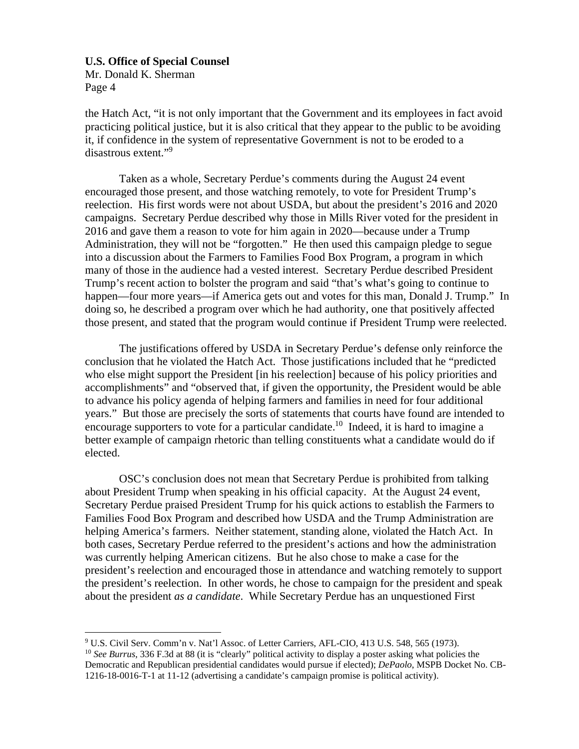the Hatch Act, "it is not only important that the Government and its employees in fact avoid practicing political justice, but it is also critical that they appear to the public to be avoiding it, if confidence in the system of representative Government is not to be eroded to a disastrous extent."[9]

Taken as a whole, Secretary Perdue's comments during the August 24 event encouraged those present, and those watching remotely, to vote for President Trump's reelection. His first words were not about USDA, but about the president's 2016 and 2020 campaigns. Secretary Perdue described why those in Mills River voted for the president in 2016 and gave them a reason to vote for him again in 2020—because under a Trump Administration, they will not be "forgotten." He then used this campaign pledge to segue into a discussion about the Farmers to Families Food Box Program, a program in which many of those in the audience had a vested interest. Secretary Perdue described President Trump's recent action to bolster the program and said "that's what's going to continue to happen—four more years—if America gets out and votes for this man, Donald J. Trump." In doing so, he described a program over which he had authority, one that positively affected those present, and stated that the program would continue if President Trump were reelected.

The justifications offered by USDA in Secretary Perdue's defense only reinforce the conclusion that he violated the Hatch Act. Those justifications included that he "predicted who else might support the President [in his reelection] because of his policy priorities and accomplishments" and "observed that, if given the opportunity, the President would be able to advance his policy agenda of helping farmers and families in need for four additional years." But those are precisely the sorts of statements that courts have found are intended to encourage supporters to vote for a particular candidate.[10] Indeed, it is hard to imagine a better example of campaign rhetoric than telling constituents what a candidate would do if elected.

OSC's conclusion does not mean that Secretary Perdue is prohibited from talking about President Trump when speaking in his official capacity. At the August 24 event, Secretary Perdue praised President Trump for his quick actions to establish the Farmers to Families Food Box Program and described how USDA and the Trump Administration are helping America's farmers. Neither statement, standing alone, violated the Hatch Act. In both cases, Secretary Perdue referred to the president's actions and how the administration was currently helping American citizens. But he also chose to make a case for the president's reelection and encouraged those in attendance and watching remotely to support the president's reelection. In other words, he chose to campaign for the president and speak about the president *as a candidate*. While Secretary Perdue has an unquestioned First

---

[9] U.S. Civil Serv. Comm'n v. Nat'l Assoc. of Letter Carriers, AFL-CIO, 413 U.S. 548, 565 (1973).

[10] *See Burrus*, 336 F.3d at 88 (it is "clearly" political activity to display a poster asking what policies the Democratic and Republican presidential candidates would pursue if elected); *DePaolo*, MSPB Docket No. CB-1216-18-0016-T-1 at 11-12 (advertising a candidate's campaign promise is political activity).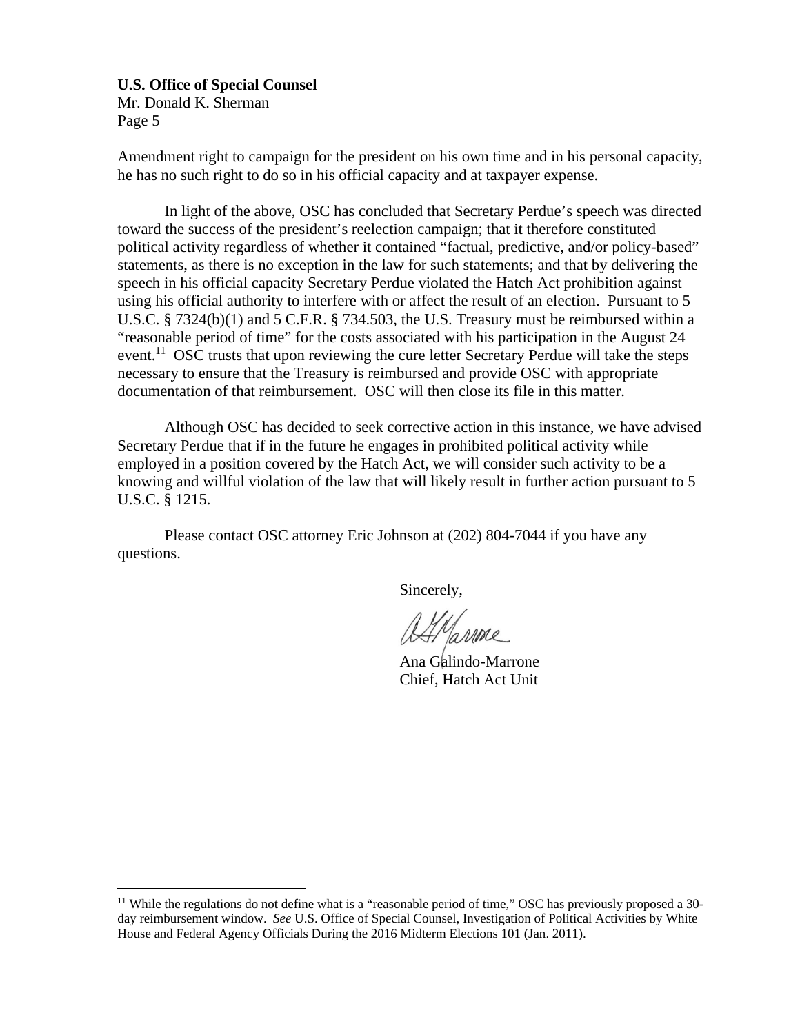Amendment right to campaign for the president on his own time and in his personal capacity, he has no such right to do so in his official capacity and at taxpayer expense.

In light of the above, OSC has concluded that Secretary Perdue's speech was directed toward the success of the president's reelection campaign; that it therefore constituted political activity regardless of whether it contained "factual, predictive, and/or policy-based" statements, as there is no exception in the law for such statements; and that by delivering the speech in his official capacity Secretary Perdue violated the Hatch Act prohibition against using his official authority to interfere with or affect the result of an election. Pursuant to 5 U.S.C. § 7324(b)(1) and 5 C.F.R. § 734.503, the U.S. Treasury must be reimbursed within a "reasonable period of time" for the costs associated with his participation in the August 24 event.[11] OSC trusts that upon reviewing the cure letter Secretary Perdue will take the steps necessary to ensure that the Treasury is reimbursed and provide OSC with appropriate documentation of that reimbursement. OSC will then close its file in this matter.

Although OSC has decided to seek corrective action in this instance, we have advised Secretary Perdue that if in the future he engages in prohibited political activity while employed in a position covered by the Hatch Act, we will consider such activity to be a knowing and willful violation of the law that will likely result in further action pursuant to 5 U.S.C. § 1215.

Please contact OSC attorney Eric Johnson at (202) 804-7044 if you have any questions.

Sincerely,

Ana Galindo-Marrone
Chief, Hatch Act Unit

---

[11] While the regulations do not define what is a "reasonable period of time," OSC has previously proposed a 30-day reimbursement window. *See* U.S. Office of Special Counsel, Investigation of Political Activities by White House and Federal Agency Officials During the 2016 Midterm Elections 101 (Jan. 2011).